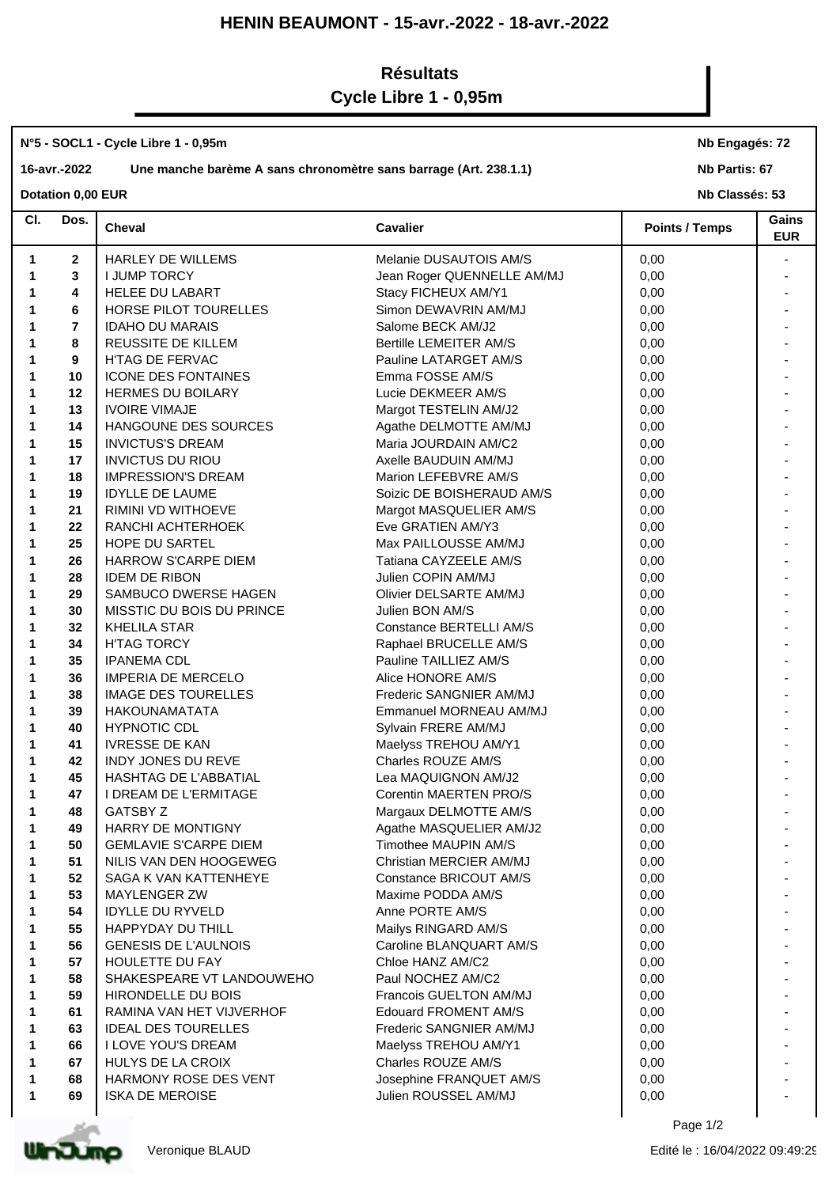# HENIN BEAUMONT - 15-avr.-2022 - 18-avr.-2022

## Résultats
## Cycle Libre 1 - 0,95m

**N°5 - SOCL1 - Cycle Libre 1 - 0,95m** — **Nb Engagés: 72**

**16-avr.-2022** — **Une manche barème A sans chronomètre sans barrage (Art. 238.1.1)** — **Nb Partis: 67**

**Dotation 0,00 EUR** — **Nb Classés: 53**

| Cl. | Dos. | Cheval | Cavalier | Points / Temps | Gains EUR |
|---|---|---|---|---|---|
| 1 | 2 | HARLEY DE WILLEMS | Melanie DUSAUTOIS AM/S | 0,00 | - |
| 1 | 3 | I JUMP TORCY | Jean Roger QUENNELLE AM/MJ | 0,00 | - |
| 1 | 4 | HELEE DU LABART | Stacy FICHEUX AM/Y1 | 0,00 | - |
| 1 | 6 | HORSE PILOT TOURELLES | Simon DEWAVRIN AM/MJ | 0,00 | - |
| 1 | 7 | IDAHO DU MARAIS | Salome BECK AM/J2 | 0,00 | - |
| 1 | 8 | REUSSITE DE KILLEM | Bertille LEMEITER AM/S | 0,00 | - |
| 1 | 9 | H'TAG DE FERVAC | Pauline LATARGET AM/S | 0,00 | - |
| 1 | 10 | ICONE DES FONTAINES | Emma FOSSE AM/S | 0,00 | - |
| 1 | 12 | HERMES DU BOILARY | Lucie DEKMEER AM/S | 0,00 | - |
| 1 | 13 | IVOIRE VIMAJE | Margot TESTELIN AM/J2 | 0,00 | - |
| 1 | 14 | HANGOUNE DES SOURCES | Agathe DELMOTTE AM/MJ | 0,00 | - |
| 1 | 15 | INVICTUS'S DREAM | Maria JOURDAIN AM/C2 | 0,00 | - |
| 1 | 17 | INVICTUS DU RIOU | Axelle BAUDUIN AM/MJ | 0,00 | - |
| 1 | 18 | IMPRESSION'S DREAM | Marion LEFEBVRE AM/S | 0,00 | - |
| 1 | 19 | IDYLLE DE LAUME | Soizic DE BOISHERAUD AM/S | 0,00 | - |
| 1 | 21 | RIMINI VD WITHOEVE | Margot MASQUELIER AM/S | 0,00 | - |
| 1 | 22 | RANCHI ACHTERHOEK | Eve GRATIEN AM/Y3 | 0,00 | - |
| 1 | 25 | HOPE DU SARTEL | Max PAILLOUSSE AM/MJ | 0,00 | - |
| 1 | 26 | HARROW S'CARPE DIEM | Tatiana CAYZEELE AM/S | 0,00 | - |
| 1 | 28 | IDEM DE RIBON | Julien COPIN AM/MJ | 0,00 | - |
| 1 | 29 | SAMBUCO DWERSE HAGEN | Olivier DELSARTE AM/MJ | 0,00 | - |
| 1 | 30 | MISSTIC DU BOIS DU PRINCE | Julien BON AM/S | 0,00 | - |
| 1 | 32 | KHELILA STAR | Constance BERTELLI AM/S | 0,00 | - |
| 1 | 34 | H'TAG TORCY | Raphael BRUCELLE AM/S | 0,00 | - |
| 1 | 35 | IPANEMA CDL | Pauline TAILLIEZ AM/S | 0,00 | - |
| 1 | 36 | IMPERIA DE MERCELO | Alice HONORE AM/S | 0,00 | - |
| 1 | 38 | IMAGE DES TOURELLES | Frederic SANGNIER AM/MJ | 0,00 | - |
| 1 | 39 | HAKOUNAMATATA | Emmanuel MORNEAU AM/MJ | 0,00 | - |
| 1 | 40 | HYPNOTIC CDL | Sylvain FRERE AM/MJ | 0,00 | - |
| 1 | 41 | IVRESSE DE KAN | Maelyss TREHOU AM/Y1 | 0,00 | - |
| 1 | 42 | INDY JONES DU REVE | Charles ROUZE AM/S | 0,00 | - |
| 1 | 45 | HASHTAG DE L'ABBATIAL | Lea MAQUIGNON AM/J2 | 0,00 | - |
| 1 | 47 | I DREAM DE L'ERMITAGE | Corentin MAERTEN PRO/S | 0,00 | - |
| 1 | 48 | GATSBY Z | Margaux DELMOTTE AM/S | 0,00 | - |
| 1 | 49 | HARRY DE MONTIGNY | Agathe MASQUELIER AM/J2 | 0,00 | - |
| 1 | 50 | GEMLAVIE S'CARPE DIEM | Timothee MAUPIN AM/S | 0,00 | - |
| 1 | 51 | NILIS VAN DEN HOOGEWEG | Christian MERCIER AM/MJ | 0,00 | - |
| 1 | 52 | SAGA K VAN KATTENHEYE | Constance BRICOUT AM/S | 0,00 | - |
| 1 | 53 | MAYLENGER ZW | Maxime PODDA AM/S | 0,00 | - |
| 1 | 54 | IDYLLE DU RYVELD | Anne PORTE AM/S | 0,00 | - |
| 1 | 55 | HAPPYDAY DU THILL | Mailys RINGARD AM/S | 0,00 | - |
| 1 | 56 | GENESIS DE L'AULNOIS | Caroline BLANQUART AM/S | 0,00 | - |
| 1 | 57 | HOULETTE DU FAY | Chloe HANZ AM/C2 | 0,00 | - |
| 1 | 58 | SHAKESPEARE VT LANDOUWEHO | Paul NOCHEZ AM/C2 | 0,00 | - |
| 1 | 59 | HIRONDELLE DU BOIS | Francois GUELTON AM/MJ | 0,00 | - |
| 1 | 61 | RAMINA VAN HET VIJVERHOF | Edouard FROMENT AM/S | 0,00 | - |
| 1 | 63 | IDEAL DES TOURELLES | Frederic SANGNIER AM/MJ | 0,00 | - |
| 1 | 66 | I LOVE YOU'S DREAM | Maelyss TREHOU AM/Y1 | 0,00 | - |
| 1 | 67 | HULYS DE LA CROIX | Charles ROUZE AM/S | 0,00 | - |
| 1 | 68 | HARMONY ROSE DES VENT | Josephine FRANQUET AM/S | 0,00 | - |
| 1 | 69 | ISKA DE MEROISE | Julien ROUSSEL AM/MJ | 0,00 | - |

Veronique BLAUD — Edité le : 16/04/2022 09:49:29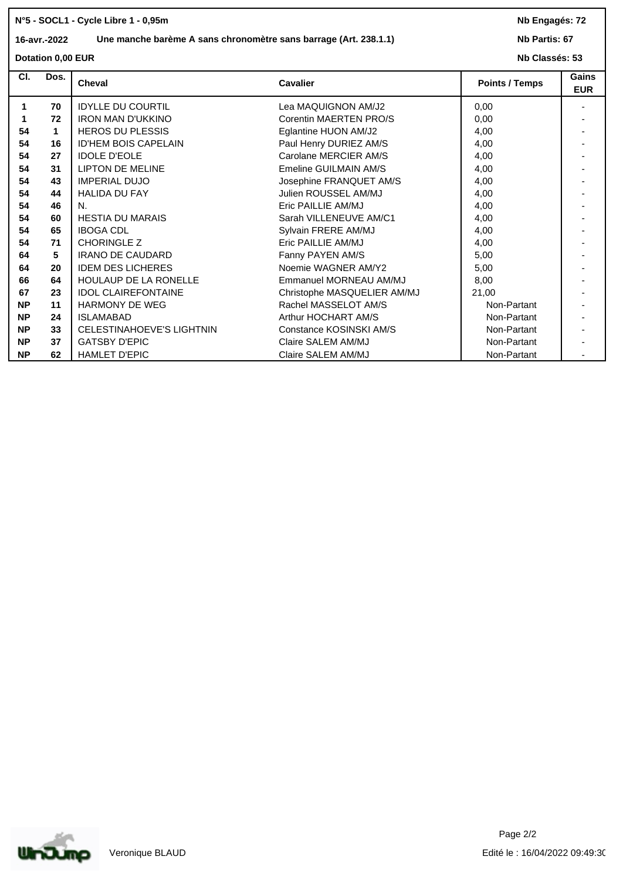**N°5 - SOCL1 - Cycle Libre 1 - 0,95m**

**Nb Engagés: 72**

**16-avr.-2022** **Une manche barème A sans chronomètre sans barrage (Art. 238.1.1)**

**Nb Partis: 67**

**Dotation 0,00 EUR**

**Nb Classés: 53**

| Cl. | Dos. | Cheval | Cavalier | Points / Temps | Gains EUR |
|---|---|---|---|---|---|
| 1 | 70 | IDYLLE DU COURTIL | Lea MAQUIGNON AM/J2 | 0,00 | - |
| 1 | 72 | IRON MAN D'UKKINO | Corentin MAERTEN PRO/S | 0,00 | - |
| 54 | 1 | HEROS DU PLESSIS | Eglantine HUON AM/J2 | 4,00 | - |
| 54 | 16 | ID'HEM BOIS CAPELAIN | Paul Henry DURIEZ AM/S | 4,00 | - |
| 54 | 27 | IDOLE D'EOLE | Carolane MERCIER AM/S | 4,00 | - |
| 54 | 31 | LIPTON DE MELINE | Emeline GUILMAIN AM/S | 4,00 | - |
| 54 | 43 | IMPERIAL DUJO | Josephine FRANQUET AM/S | 4,00 | - |
| 54 | 44 | HALIDA DU FAY | Julien ROUSSEL AM/MJ | 4,00 | - |
| 54 | 46 | N. | Eric PAILLIE AM/MJ | 4,00 | - |
| 54 | 60 | HESTIA DU MARAIS | Sarah VILLENEUVE AM/C1 | 4,00 | - |
| 54 | 65 | IBOGA CDL | Sylvain FRERE AM/MJ | 4,00 | - |
| 54 | 71 | CHORINGLE Z | Eric PAILLIE AM/MJ | 4,00 | - |
| 64 | 5 | IRANO DE CAUDARD | Fanny PAYEN AM/S | 5,00 | - |
| 64 | 20 | IDEM DES LICHERES | Noemie WAGNER AM/Y2 | 5,00 | - |
| 66 | 64 | HOULAUP DE LA RONELLE | Emmanuel MORNEAU AM/MJ | 8,00 | - |
| 67 | 23 | IDOL CLAIREFONTAINE | Christophe MASQUELIER AM/MJ | 21,00 | - |
| NP | 11 | HARMONY DE WEG | Rachel MASSELOT AM/S | Non-Partant | - |
| NP | 24 | ISLAMABAD | Arthur HOCHART AM/S | Non-Partant | - |
| NP | 33 | CELESTINAHOEVE'S LIGHTNIN | Constance KOSINSKI AM/S | Non-Partant | - |
| NP | 37 | GATSBY D'EPIC | Claire SALEM AM/MJ | Non-Partant | - |
| NP | 62 | HAMLET D'EPIC | Claire SALEM AM/MJ | Non-Partant | - |

Veronique BLAUD

Edité le : 16/04/2022 09:49:30